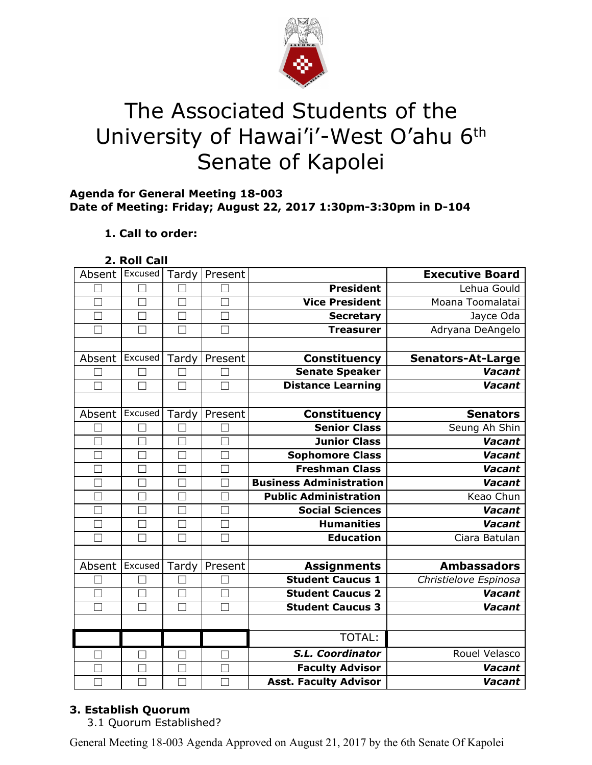// The Associated Students of the University of Hawai'i-West O'ahu 6th Senate of Kapolei

**Agenda for General Meeting 18-003**
**Date of Meeting: Friday; August 22, 2017 1:30pm-3:30pm in D-104**

**1. Call to order:**

**2. Roll Call**

| Absent | Excused | Tardy | Present | | **Executive Board** |
|---|---|---|---|---|---|
| ☐ | ☐ | ☐ | ☐ | **President** | Lehua Gould |
| ☐ | ☐ | ☐ | ☐ | **Vice President** | Moana Toomalatai |
| ☐ | ☐ | ☐ | ☐ | **Secretary** | Jayce Oda |
| ☐ | ☐ | ☐ | ☐ | **Treasurer** | Adryana DeAngelo |
| | | | | | |
| Absent | Excused | Tardy | Present | **Constituency** | **Senators-At-Large** |
| ☐ | ☐ | ☐ | ☐ | **Senate Speaker** | ***Vacant*** |
| ☐ | ☐ | ☐ | ☐ | **Distance Learning** | ***Vacant*** |
| | | | | | |
| Absent | Excused | Tardy | Present | **Constituency** | **Senators** |
| ☐ | ☐ | ☐ | ☐ | **Senior Class** | Seung Ah Shin |
| ☐ | ☐ | ☐ | ☐ | **Junior Class** | ***Vacant*** |
| ☐ | ☐ | ☐ | ☐ | **Sophomore Class** | ***Vacant*** |
| ☐ | ☐ | ☐ | ☐ | **Freshman Class** | ***Vacant*** |
| ☐ | ☐ | ☐ | ☐ | **Business Administration** | ***Vacant*** |
| ☐ | ☐ | ☐ | ☐ | **Public Administration** | Keao Chun |
| ☐ | ☐ | ☐ | ☐ | **Social Sciences** | ***Vacant*** |
| ☐ | ☐ | ☐ | ☐ | **Humanities** | ***Vacant*** |
| ☐ | ☐ | ☐ | ☐ | **Education** | Ciara Batulan |
| | | | | | |
| Absent | Excused | Tardy | Present | **Assignments** | **Ambassadors** |
| ☐ | ☐ | ☐ | ☐ | **Student Caucus 1** | *Christielove Espinosa* |
| ☐ | ☐ | ☐ | ☐ | **Student Caucus 2** | ***Vacant*** |
| ☐ | ☐ | ☐ | ☐ | **Student Caucus 3** | ***Vacant*** |
| | | | | | |
| | | | | TOTAL: | |
| ☐ | ☐ | ☐ | ☐ | ***S.L. Coordinator*** | Rouel Velasco |
| ☐ | ☐ | ☐ | ☐ | **Faculty Advisor** | ***Vacant*** |
| ☐ | ☐ | ☐ | ☐ | **Asst. Faculty Advisor** | ***Vacant*** |

**3. Establish Quorum**

3.1 Quorum Established?

General Meeting 18-003 Agenda Approved on August 21, 2017 by the 6th Senate Of Kapolei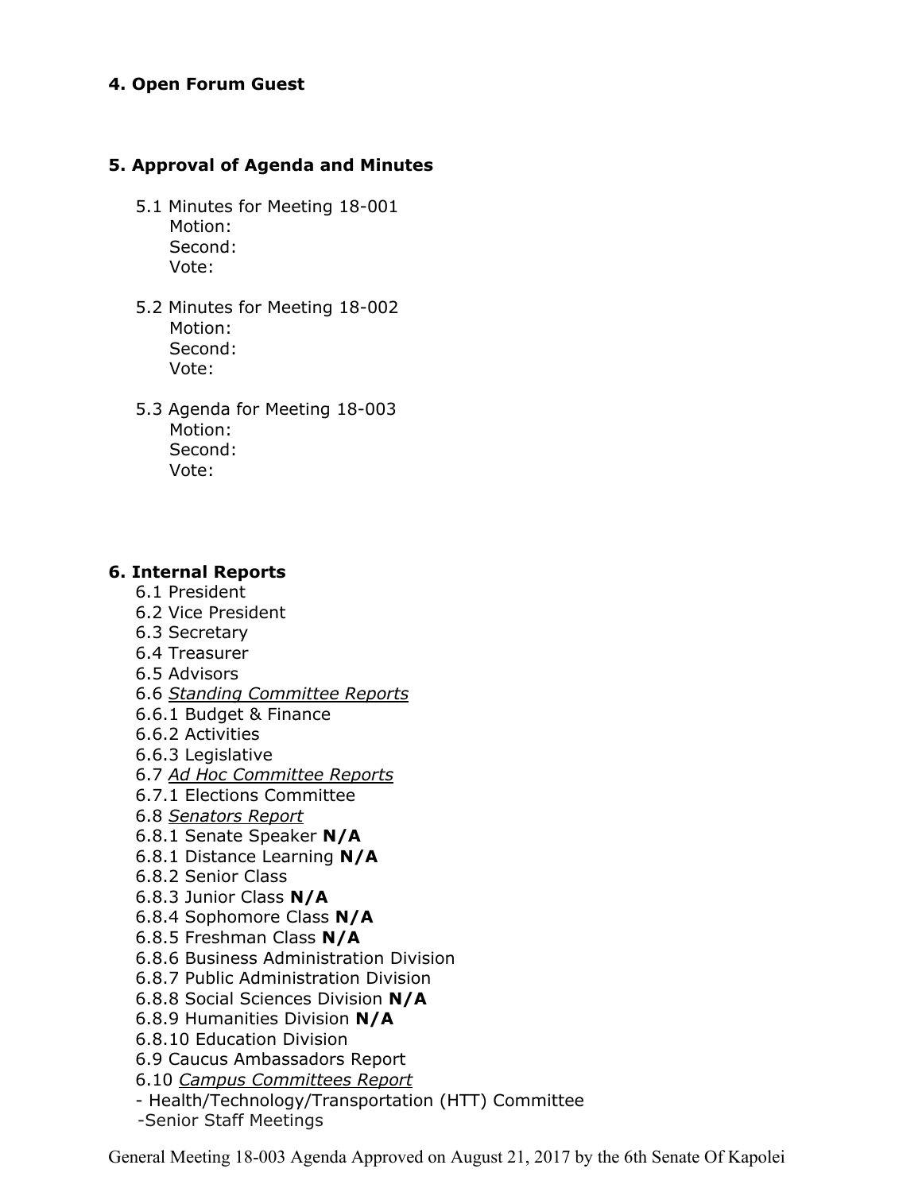**4. Open Forum Guest**

**5. Approval of Agenda and Minutes**

5.1 Minutes for Meeting 18-001
Motion:
Second:
Vote:

5.2 Minutes for Meeting 18-002
Motion:
Second:
Vote:

5.3 Agenda for Meeting 18-003
Motion:
Second:
Vote:

**6. Internal Reports**

6.1 President
6.2 Vice President
6.3 Secretary
6.4 Treasurer
6.5 Advisors
6.6 *Standing Committee Reports*
6.6.1 Budget & Finance
6.6.2 Activities
6.6.3 Legislative
6.7 *Ad Hoc Committee Reports*
6.7.1 Elections Committee
6.8 *Senators Report*
6.8.1 Senate Speaker **N/A**
6.8.1 Distance Learning **N/A**
6.8.2 Senior Class
6.8.3 Junior Class **N/A**
6.8.4 Sophomore Class **N/A**
6.8.5 Freshman Class **N/A**
6.8.6 Business Administration Division
6.8.7 Public Administration Division
6.8.8 Social Sciences Division **N/A**
6.8.9 Humanities Division **N/A**
6.8.10 Education Division
6.9 Caucus Ambassadors Report
6.10 *Campus Committees Report*
- Health/Technology/Transportation (HTT) Committee
-Senior Staff Meetings

General Meeting 18-003 Agenda Approved on August 21, 2017 by the 6th Senate Of Kapolei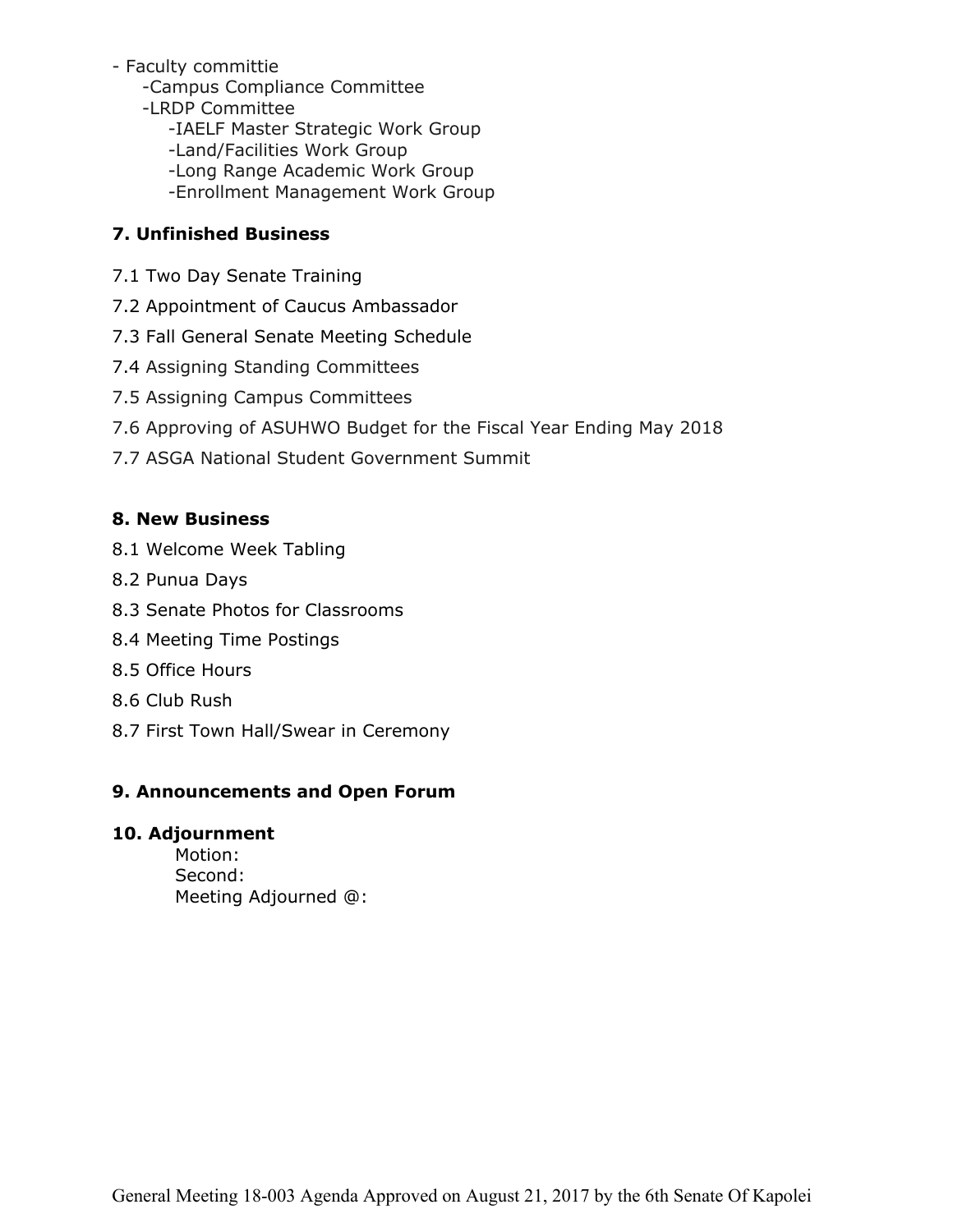- Faculty committie
  - Campus Compliance Committee
  - LRDP Committee
    - IAELF Master Strategic Work Group
    - Land/Facilities Work Group
    - Long Range Academic Work Group
    - Enrollment Management Work Group

**7. Unfinished Business**

7.1 Two Day Senate Training

7.2 Appointment of Caucus Ambassador

7.3 Fall General Senate Meeting Schedule

7.4 Assigning Standing Committees

7.5 Assigning Campus Committees

7.6 Approving of ASUHWO Budget for the Fiscal Year Ending May 2018

7.7 ASGA National Student Government Summit

**8. New Business**

8.1 Welcome Week Tabling

8.2 Punua Days

8.3 Senate Photos for Classrooms

8.4 Meeting Time Postings

8.5 Office Hours

8.6 Club Rush

8.7 First Town Hall/Swear in Ceremony

**9. Announcements and Open Forum**

**10. Adjournment**

Motion:
Second:
Meeting Adjourned @: